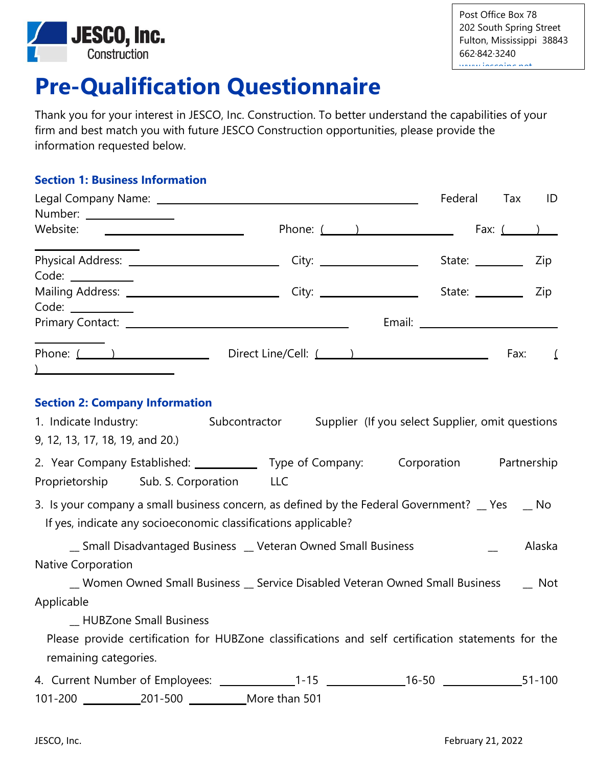JESCO, Inc. Construction

Post Office Box 78
202 South Spring Street
Fulton, Mississippi 38843
662·842·3240
www.jescoinc.net

# Pre-Qualification Questionnaire

Thank you for your interest in JESCO, Inc. Construction. To better understand the capabilities of your firm and best match you with future JESCO Construction opportunities, please provide the information requested below.

### Section 1: Business Information

Legal Company Name: ________________________ Federal Tax ID Number: ____________

Website: ____________________ Phone: (____) ____________ Fax: (____) ____

Physical Address: ________________ City: ____________ State: ______ Zip Code: ________

Mailing Address: ________________ City: ____________ State: ______ Zip Code: ________

Primary Contact: ________________________ Email: ________________

Phone: (____) __________ Direct Line/Cell: (____) ______________ Fax: (____) ______________

### Section 2: Company Information

1. Indicate Industry: Subcontractor Supplier (If you select Supplier, omit questions 9, 12, 13, 17, 18, 19, and 20.)

2. Year Company Established: ________ Type of Company: Corporation Partnership Proprietorship Sub. S. Corporation LLC

3. Is your company a small business concern, as defined by the Federal Government? __ Yes __ No
   If yes, indicate any socioeconomic classifications applicable?

   __ Small Disadvantaged Business __ Veteran Owned Small Business __ Alaska Native Corporation
   __ Women Owned Small Business __ Service Disabled Veteran Owned Small Business __ Not Applicable
   __ HUBZone Small Business

   Please provide certification for HUBZone classifications and self certification statements for the remaining categories.

4. Current Number of Employees: __________1-15 __________16-50 __________51-100 __________101-200 __________201-500 __________More than 501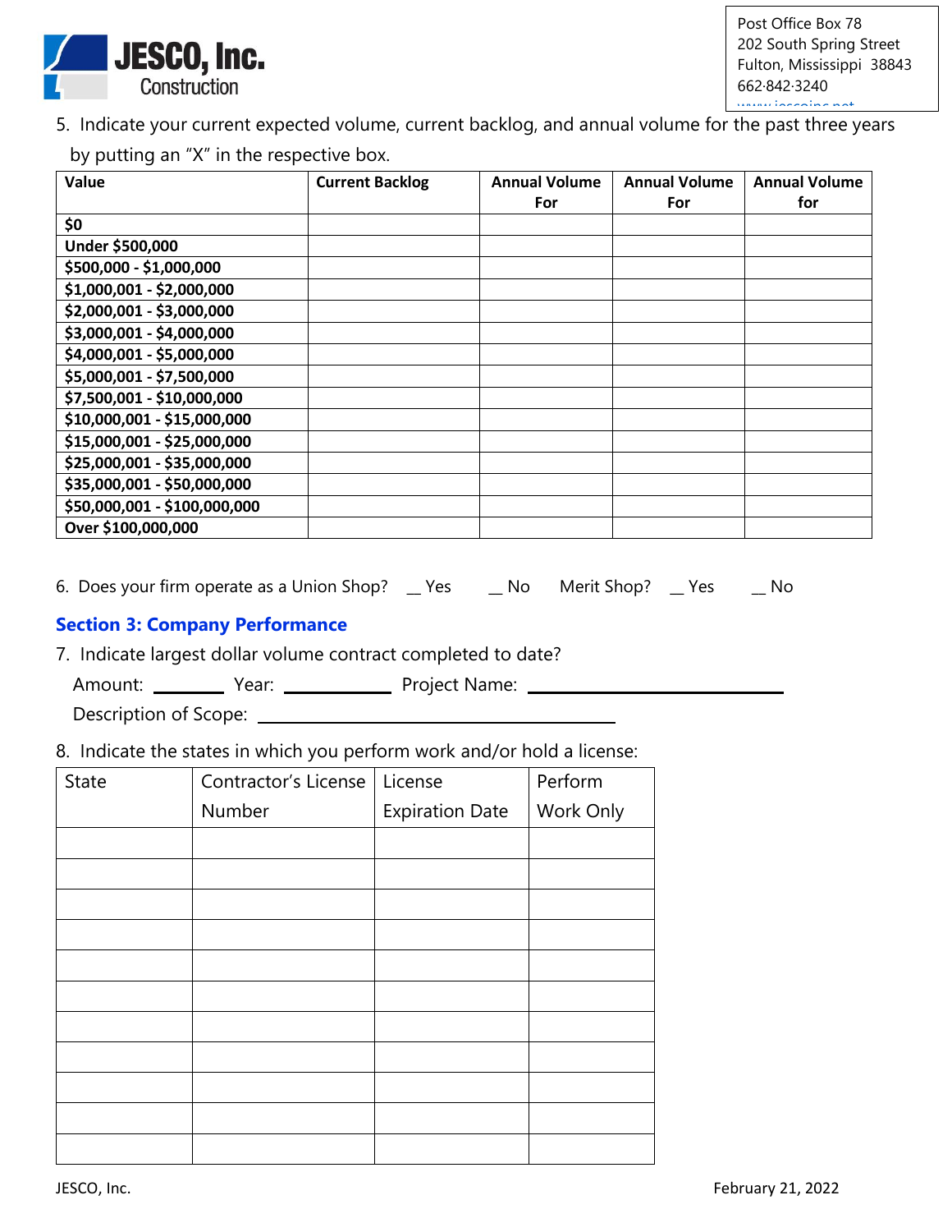5. Indicate your current expected volume, current backlog, and annual volume for the past three years by putting an "X" in the respective box.

| Value | Current Backlog | Annual Volume For | Annual Volume For | Annual Volume for |
|---|---|---|---|---|
| $0 | | | | |
| Under $500,000 | | | | |
| $500,000 - $1,000,000 | | | | |
| $1,000,001 - $2,000,000 | | | | |
| $2,000,001 - $3,000,000 | | | | |
| $3,000,001 - $4,000,000 | | | | |
| $4,000,001 - $5,000,000 | | | | |
| $5,000,001 - $7,500,000 | | | | |
| $7,500,001 - $10,000,000 | | | | |
| $10,000,001 - $15,000,000 | | | | |
| $15,000,001 - $25,000,000 | | | | |
| $25,000,001 - $35,000,000 | | | | |
| $35,000,001 - $50,000,000 | | | | |
| $50,000,001 - $100,000,000 | | | | |
| Over $100,000,000 | | | | |

6. Does your firm operate as a Union Shop? __ Yes __ No Merit Shop? __ Yes __ No

## Section 3: Company Performance

7. Indicate largest dollar volume contract completed to date?

Amount: ________ Year: ____________ Project Name: ______________________________

Description of Scope: __________________________________________

8. Indicate the states in which you perform work and/or hold a license:

| State | Contractor's License Number | License Expiration Date | Perform Work Only |
|---|---|---|---|
| | | | |
| | | | |
| | | | |
| | | | |
| | | | |
| | | | |
| | | | |
| | | | |
| | | | |
| | | | |
| | | | |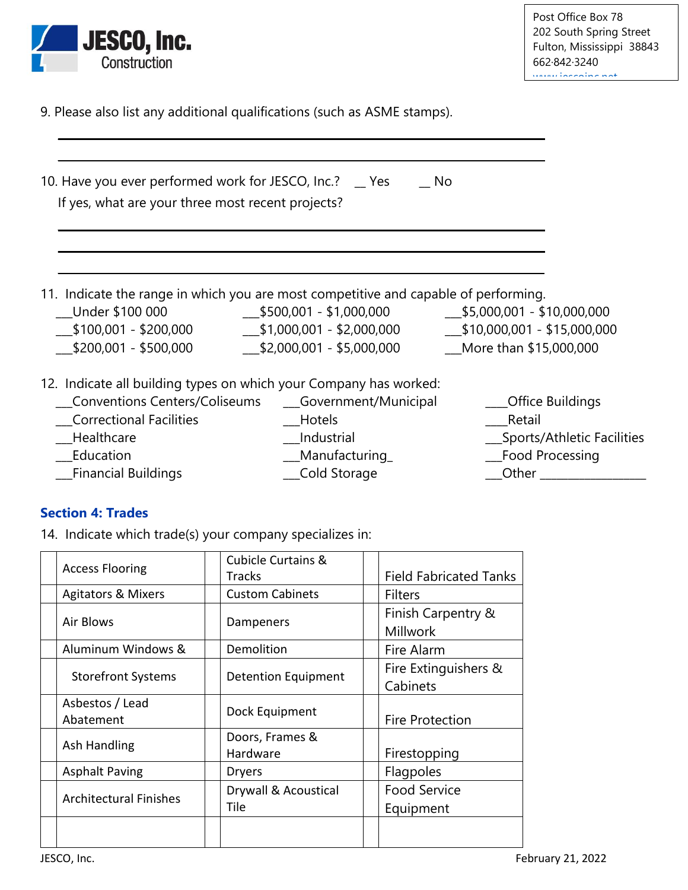9. Please also list any additional qualifications (such as ASME stamps).

______________________________________________________________________

______________________________________________________________________

10. Have you ever performed work for JESCO, Inc.? __ Yes __ No

    If yes, what are your three most recent projects?

______________________________________________________________________

______________________________________________________________________

______________________________________________________________________

11. Indicate the range in which you are most competitive and capable of performing.

___Under $100 000
___$100,001 - $200,000
___$200,001 - $500,000
___$500,001 - $1,000,000
___$1,000,001 - $2,000,000
___$2,000,001 - $5,000,000
___$5,000,001 - $10,000,000
___$10,000,001 - $15,000,000
___More than $15,000,000

12. Indicate all building types on which your Company has worked:

___Conventions Centers/Coliseums
___Correctional Facilities
___Healthcare
___Education
___Financial Buildings
___Government/Municipal
___Hotels
___Industrial
___Manufacturing_
___Cold Storage
____Office Buildings
____Retail
___Sports/Athletic Facilities
___Food Processing
___Other _________________

## Section 4: Trades

14. Indicate which trade(s) your company specializes in:

| | | | | | |
|---|---|---|---|---|---|
| | Access Flooring | | Cubicle Curtains & Tracks | | Field Fabricated Tanks |
| | Agitators & Mixers | | Custom Cabinets | | Filters |
| | Air Blows | | Dampeners | | Finish Carpentry & Millwork |
| | Aluminum Windows & | | Demolition | | Fire Alarm |
| | Storefront Systems | | Detention Equipment | | Fire Extinguishers & Cabinets |
| | Asbestos / Lead Abatement | | Dock Equipment | | Fire Protection |
| | Ash Handling | | Doors, Frames & Hardware | | Firestopping |
| | Asphalt Paving | | Dryers | | Flagpoles |
| | Architectural Finishes | | Drywall & Acoustical Tile | | Food Service Equipment |
| | | | | | |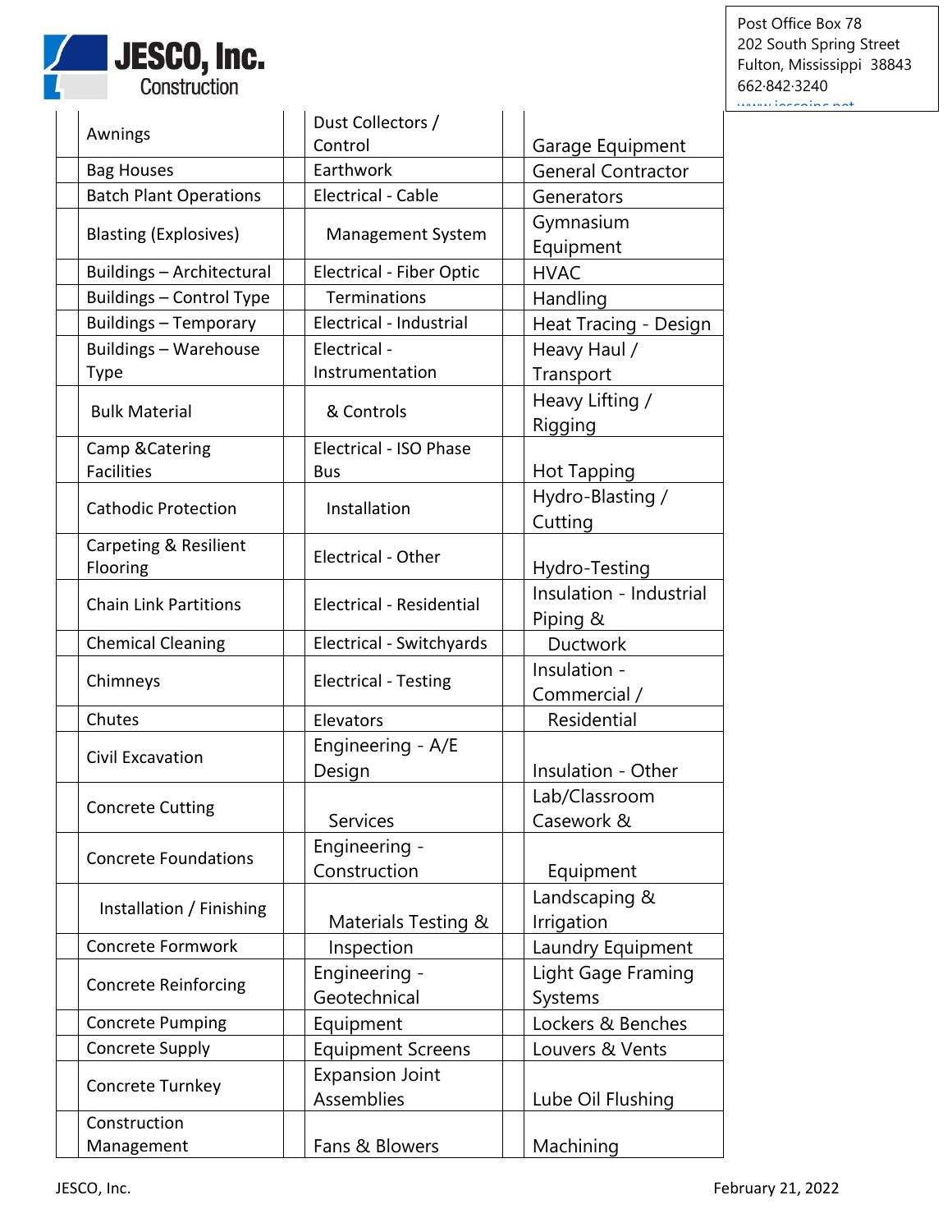| | Column 1 | | Column 2 | | Column 3 |
|---|---|---|---|---|---|
| | Awnings | | Dust Collectors / Control | | Garage Equipment |
| | Bag Houses | | Earthwork | | General Contractor |
| | Batch Plant Operations | | Electrical - Cable | | Generators |
| | Blasting (Explosives) | | Management System | | Gymnasium Equipment |
| | Buildings – Architectural | | Electrical - Fiber Optic | | HVAC |
| | Buildings – Control Type | | Terminations | | Handling |
| | Buildings – Temporary | | Electrical - Industrial | | Heat Tracing - Design |
| | Buildings – Warehouse Type | | Electrical - Instrumentation | | Heavy Haul / Transport |
| | Bulk Material | | & Controls | | Heavy Lifting / Rigging |
| | Camp &Catering Facilities | | Electrical - ISO Phase Bus | | Hot Tapping |
| | Cathodic Protection | | Installation | | Hydro-Blasting / Cutting |
| | Carpeting & Resilient Flooring | | Electrical - Other | | Hydro-Testing |
| | Chain Link Partitions | | Electrical - Residential | | Insulation - Industrial Piping & |
| | Chemical Cleaning | | Electrical - Switchyards | | Ductwork |
| | Chimneys | | Electrical - Testing | | Insulation - Commercial / |
| | Chutes | | Elevators | | Residential |
| | Civil Excavation | | Engineering - A/E Design | | Insulation - Other |
| | Concrete Cutting | | Services | | Lab/Classroom Casework & |
| | Concrete Foundations | | Engineering - Construction | | Equipment |
| | Installation / Finishing | | Materials Testing & | | Landscaping & Irrigation |
| | Concrete Formwork | | Inspection | | Laundry Equipment |
| | Concrete Reinforcing | | Engineering - Geotechnical | | Light Gage Framing Systems |
| | Concrete Pumping | | Equipment | | Lockers & Benches |
| | Concrete Supply | | Equipment Screens | | Louvers & Vents |
| | Concrete Turnkey | | Expansion Joint Assemblies | | Lube Oil Flushing |
| | Construction Management | | Fans & Blowers | | Machining |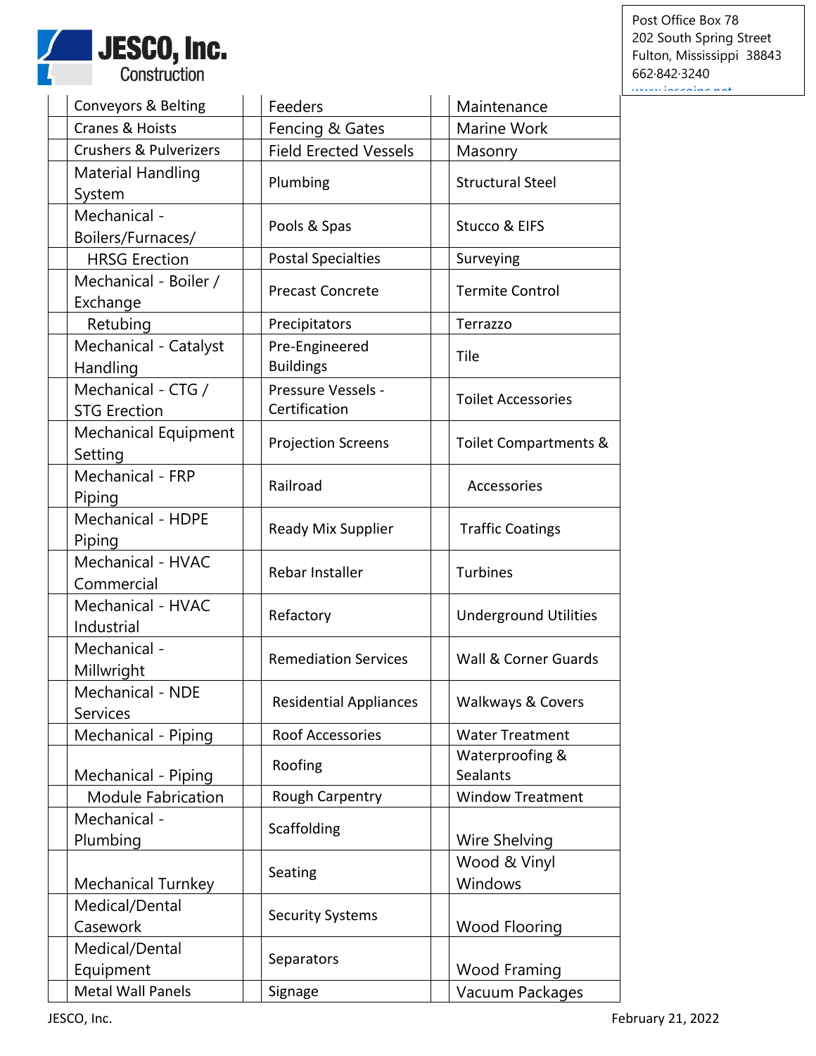**JESCO, Inc.**
Construction

Post Office Box 78
202 South Spring Street
Fulton, Mississippi 38843
662·842·3240
www.jescoinc.net

| | | | | | |
|---|---|---|---|---|---|
| | Conveyors & Belting | | Feeders | | Maintenance |
| | Cranes & Hoists | | Fencing & Gates | | Marine Work |
| | Crushers & Pulverizers | | Field Erected Vessels | | Masonry |
| | Material Handling System | | Plumbing | | Structural Steel |
| | Mechanical - Boilers/Furnaces/ | | Pools & Spas | | Stucco & EIFS |
| | HRSG Erection | | Postal Specialties | | Surveying |
| | Mechanical - Boiler / Exchange | | Precast Concrete | | Termite Control |
| | Retubing | | Precipitators | | Terrazzo |
| | Mechanical - Catalyst Handling | | Pre-Engineered Buildings | | Tile |
| | Mechanical - CTG / STG Erection | | Pressure Vessels - Certification | | Toilet Accessories |
| | Mechanical Equipment Setting | | Projection Screens | | Toilet Compartments & |
| | Mechanical - FRP Piping | | Railroad | | Accessories |
| | Mechanical - HDPE Piping | | Ready Mix Supplier | | Traffic Coatings |
| | Mechanical - HVAC Commercial | | Rebar Installer | | Turbines |
| | Mechanical - HVAC Industrial | | Refactory | | Underground Utilities |
| | Mechanical - Millwright | | Remediation Services | | Wall & Corner Guards |
| | Mechanical - NDE Services | | Residential Appliances | | Walkways & Covers |
| | Mechanical - Piping | | Roof Accessories | | Water Treatment |
| | Mechanical - Piping | | Roofing | | Waterproofing & Sealants |
| | Module Fabrication | | Rough Carpentry | | Window Treatment |
| | Mechanical - Plumbing | | Scaffolding | | Wire Shelving |
| | Mechanical Turnkey | | Seating | | Wood & Vinyl Windows |
| | Medical/Dental Casework | | Security Systems | | Wood Flooring |
| | Medical/Dental Equipment | | Separators | | Wood Framing |
| | Metal Wall Panels | | Signage | | Vacuum Packages |

JESCO, Inc. February 21, 2022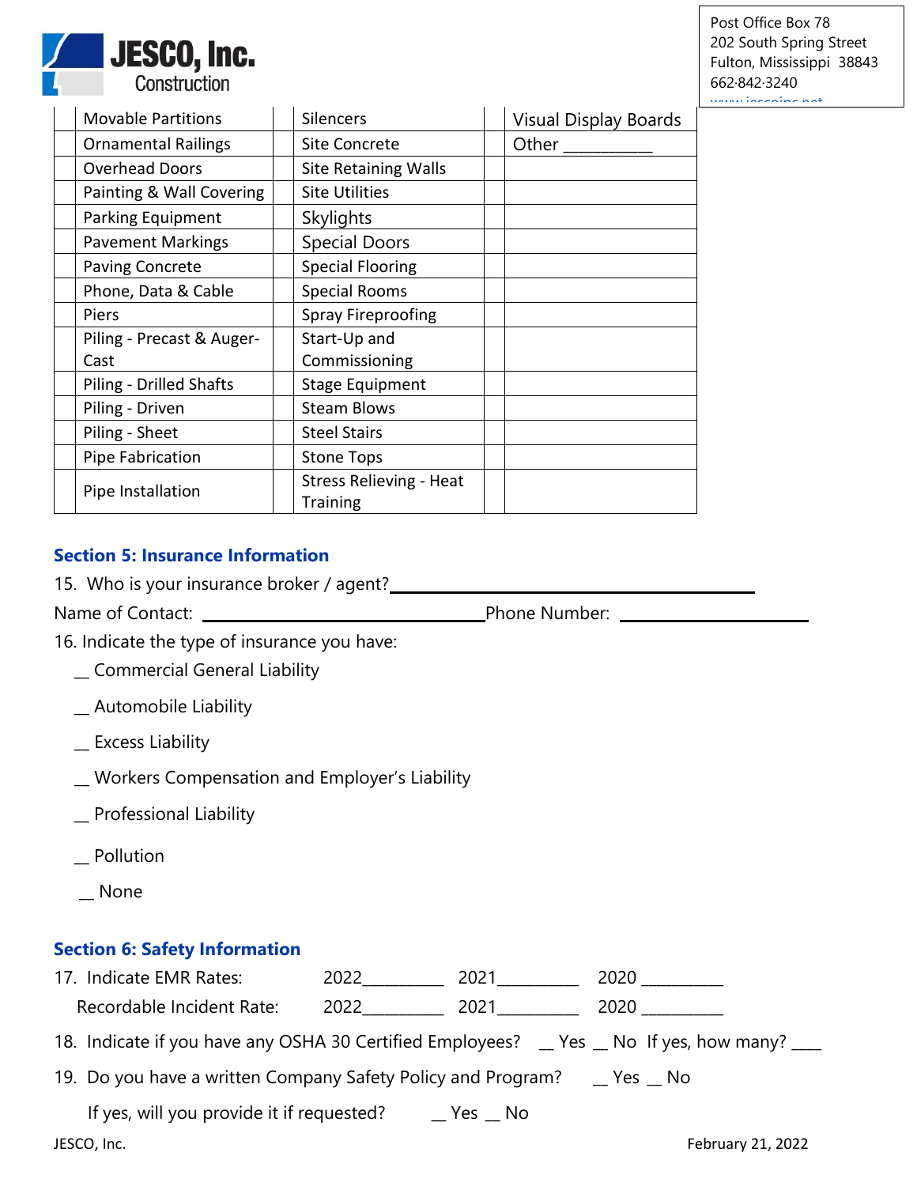| | | | | | |
|---|---|---|---|---|---|
| | Movable Partitions | | Silencers | | Visual Display Boards |
| | Ornamental Railings | | Site Concrete | | Other __________ |
| | Overhead Doors | | Site Retaining Walls | | |
| | Painting & Wall Covering | | Site Utilities | | |
| | Parking Equipment | | Skylights | | |
| | Pavement Markings | | Special Doors | | |
| | Paving Concrete | | Special Flooring | | |
| | Phone, Data & Cable | | Special Rooms | | |
| | Piers | | Spray Fireproofing | | |
| | Piling - Precast & Auger-Cast | | Start-Up and Commissioning | | |
| | Piling - Drilled Shafts | | Stage Equipment | | |
| | Piling - Driven | | Steam Blows | | |
| | Piling - Sheet | | Steel Stairs | | |
| | Pipe Fabrication | | Stone Tops | | |
| | Pipe Installation | | Stress Relieving - Heat Training | | |

## Section 5: Insurance Information

15. Who is your insurance broker / agent?______________________________________

Name of Contact: ______________________________ Phone Number: ____________________

16. Indicate the type of insurance you have:

__ Commercial General Liability

__ Automobile Liability

__ Excess Liability

__ Workers Compensation and Employer's Liability

__ Professional Liability

__ Pollution

__ None

## Section 6: Safety Information

17. Indicate EMR Rates: 2022_________ 2021_________ 2020 _________

Recordable Incident Rate: 2022_________ 2021_________ 2020 _________

18. Indicate if you have any OSHA 30 Certified Employees? __ Yes __ No If yes, how many? ___

19. Do you have a written Company Safety Policy and Program? __ Yes __ No

If yes, will you provide it if requested? __ Yes __ No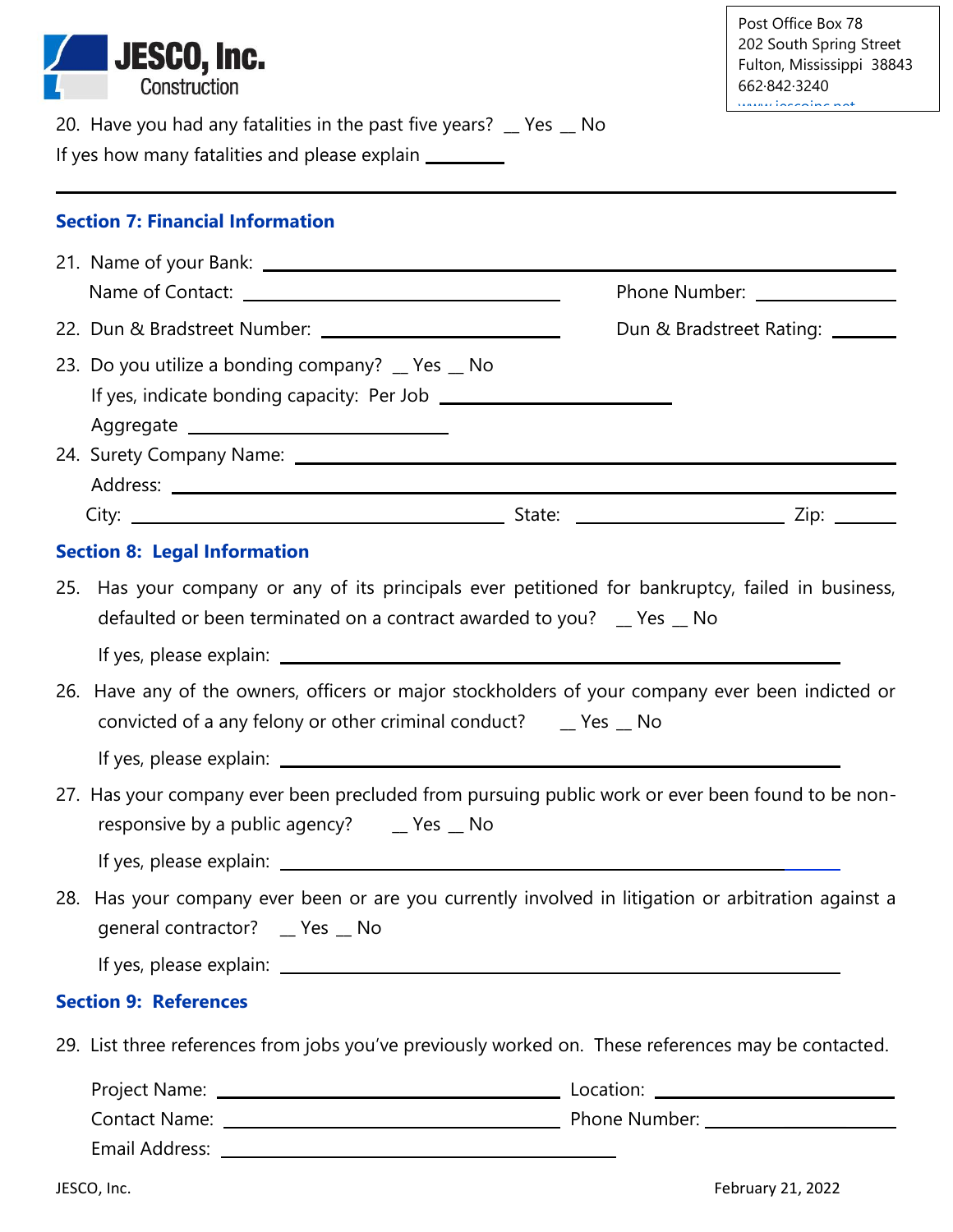20. Have you had any fatalities in the past five years? __ Yes __ No

If yes how many fatalities and please explain ________

---

### Section 7: Financial Information

21. Name of your Bank: ____________________________________________

    Name of Contact: ______________________ Phone Number: ______________

22. Dun & Bradstreet Number: ______________________ Dun & Bradstreet Rating: ______

23. Do you utilize a bonding company? __ Yes __ No

    If yes, indicate bonding capacity: Per Job ______________________

    Aggregate ______________________

24. Surety Company Name: ____________________________________________

    Address: ____________________________________________

    City: ______________________ State: ______________ Zip: ______

### Section 8: Legal Information

25. Has your company or any of its principals ever petitioned for bankruptcy, failed in business, defaulted or been terminated on a contract awarded to you? __ Yes __ No

    If yes, please explain: ____________________________________________

26. Have any of the owners, officers or major stockholders of your company ever been indicted or convicted of a any felony or other criminal conduct? __ Yes __ No

    If yes, please explain: ____________________________________________

27. Has your company ever been precluded from pursuing public work or ever been found to be non-responsive by a public agency? __ Yes __ No

    If yes, please explain: ____________________________________________

28. Has your company ever been or are you currently involved in litigation or arbitration against a general contractor? __ Yes __ No

    If yes, please explain: ____________________________________________

### Section 9: References

29. List three references from jobs you've previously worked on. These references may be contacted.

    Project Name: ______________________ Location: ______________________

    Contact Name: ______________________ Phone Number: ______________________

    Email Address: ______________________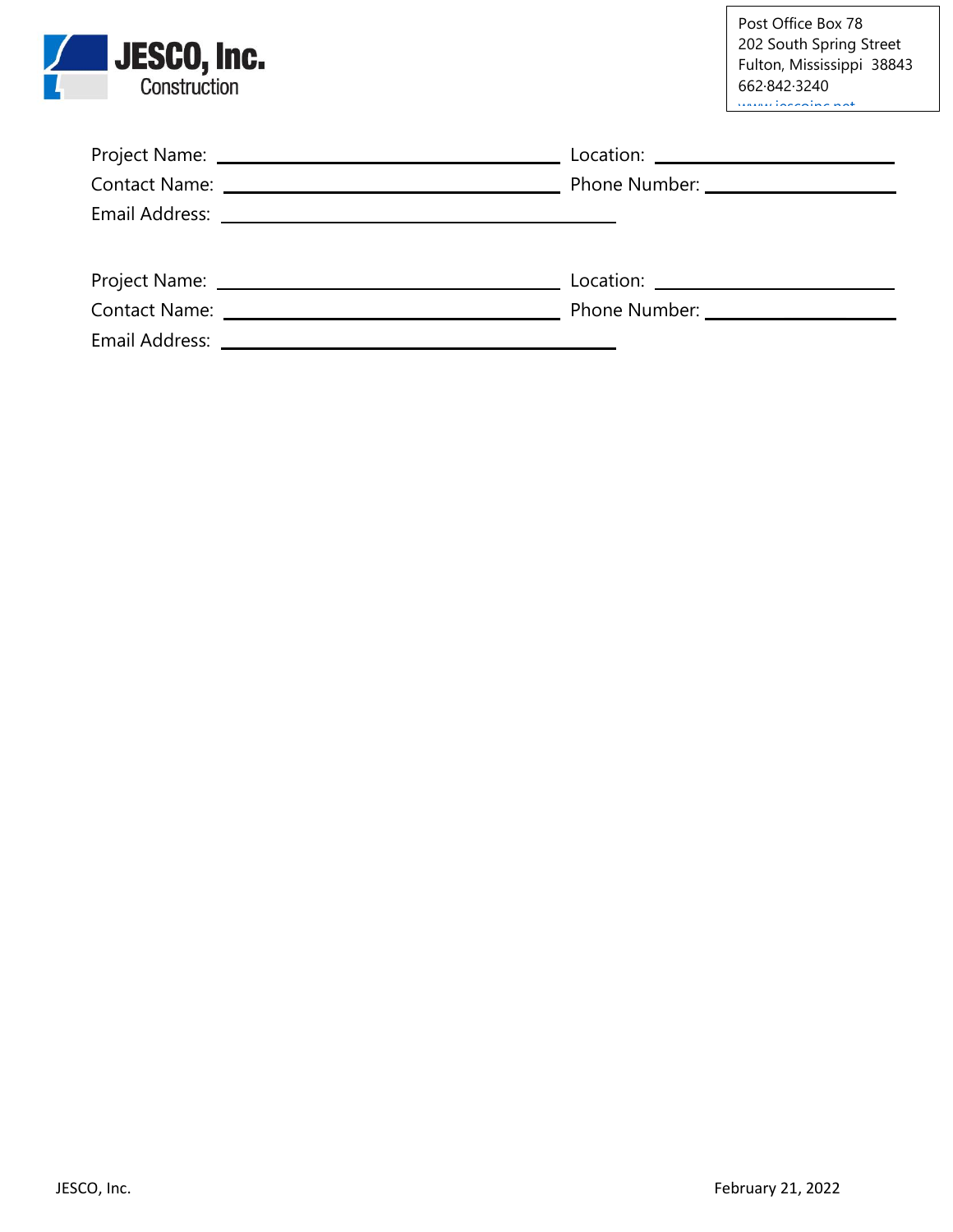JESCO, Inc.
Construction

Post Office Box 78
202 South Spring Street
Fulton, Mississippi 38843
662·842·3240
www.jescoinc.net

Project Name: ______________________ Location: ______________________
Contact Name: ______________________ Phone Number: ______________________
Email Address: ______________________

Project Name: ______________________ Location: ______________________
Contact Name: ______________________ Phone Number: ______________________
Email Address: ______________________